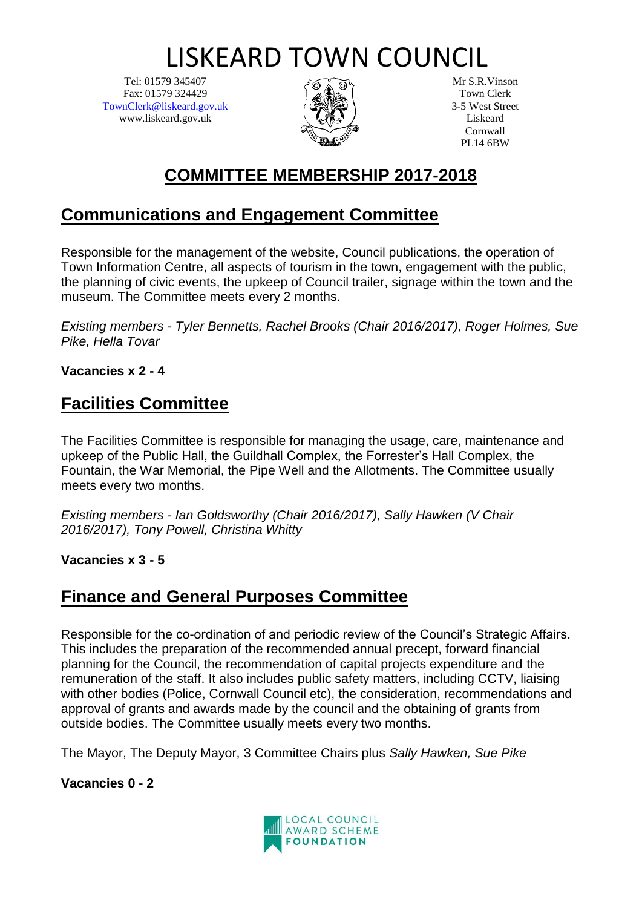# LISKEARD TOWN COUNCIL

Tel: 01579 345407
Fax: 01579 324429
TownClerk@liskeard.gov.uk
www.liskeard.gov.uk

Mr S.R.Vinson
Town Clerk
3-5 West Street
Liskeard
Cornwall
PL14 6BW

## COMMITTEE MEMBERSHIP 2017-2018

## Communications and Engagement Committee

Responsible for the management of the website, Council publications, the operation of Town Information Centre, all aspects of tourism in the town, engagement with the public, the planning of civic events, the upkeep of Council trailer, signage within the town and the museum. The Committee meets every 2 months.

*Existing members - Tyler Bennetts, Rachel Brooks (Chair 2016/2017), Roger Holmes, Sue Pike, Hella Tovar*

**Vacancies x 2 - 4**

## Facilities Committee

The Facilities Committee is responsible for managing the usage, care, maintenance and upkeep of the Public Hall, the Guildhall Complex, the Forrester's Hall Complex, the Fountain, the War Memorial, the Pipe Well and the Allotments. The Committee usually meets every two months.

*Existing members - Ian Goldsworthy (Chair 2016/2017), Sally Hawken (V Chair 2016/2017), Tony Powell, Christina Whitty*

**Vacancies x 3 - 5**

## Finance and General Purposes Committee

Responsible for the co-ordination of and periodic review of the Council's Strategic Affairs. This includes the preparation of the recommended annual precept, forward financial planning for the Council, the recommendation of capital projects expenditure and the remuneration of the staff. It also includes public safety matters, including CCTV, liaising with other bodies (Police, Cornwall Council etc), the consideration, recommendations and approval of grants and awards made by the council and the obtaining of grants from outside bodies. The Committee usually meets every two months.

The Mayor, The Deputy Mayor, 3 Committee Chairs plus *Sally Hawken, Sue Pike*

**Vacancies 0 - 2**

LOCAL COUNCIL AWARD SCHEME FOUNDATION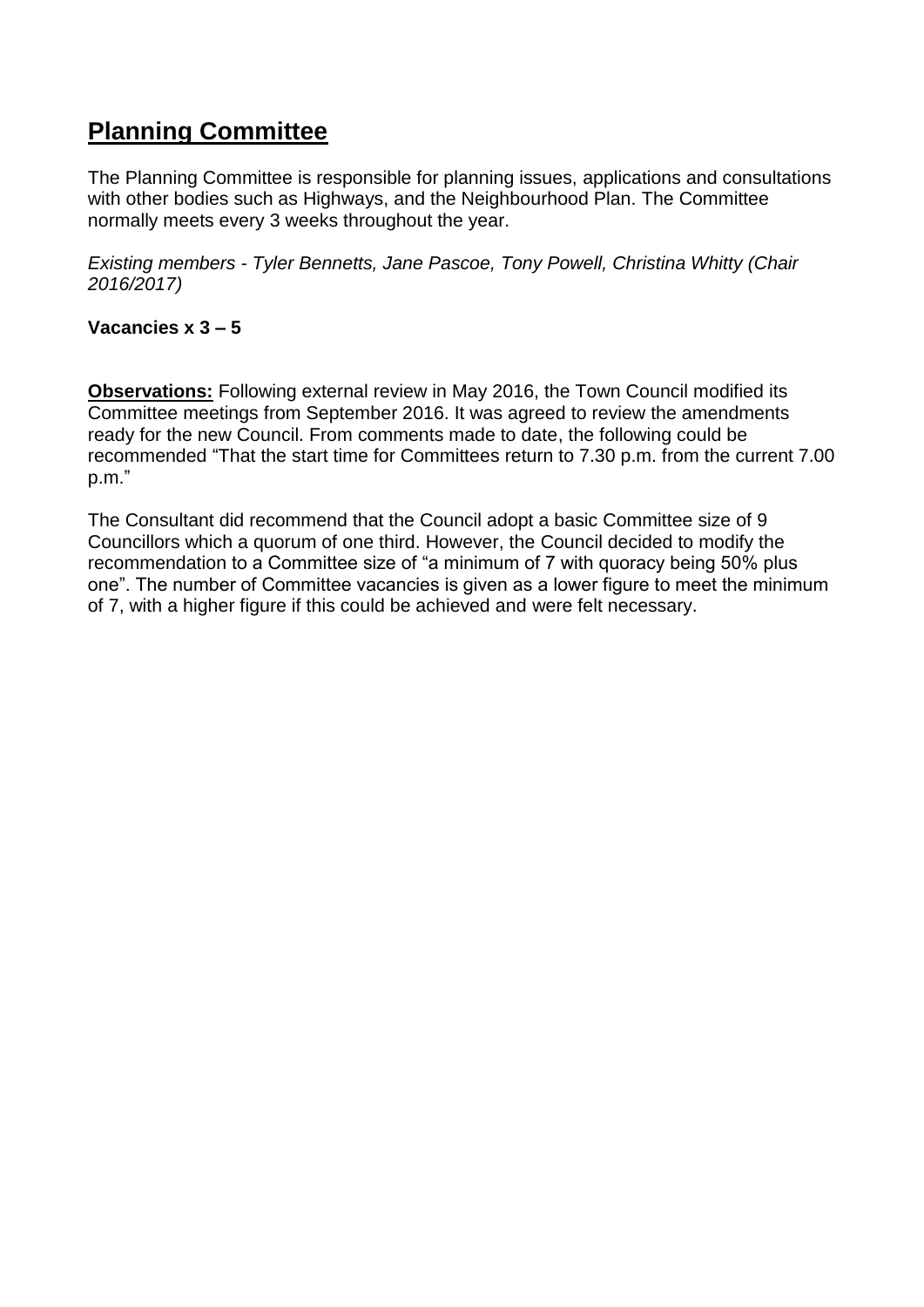## Planning Committee

The Planning Committee is responsible for planning issues, applications and consultations with other bodies such as Highways, and the Neighbourhood Plan. The Committee normally meets every 3 weeks throughout the year.

*Existing members - Tyler Bennetts, Jane Pascoe, Tony Powell, Christina Whitty (Chair 2016/2017)*

**Vacancies x 3 – 5**

**Observations:** Following external review in May 2016, the Town Council modified its Committee meetings from September 2016. It was agreed to review the amendments ready for the new Council. From comments made to date, the following could be recommended "That the start time for Committees return to 7.30 p.m. from the current 7.00 p.m."

The Consultant did recommend that the Council adopt a basic Committee size of 9 Councillors which a quorum of one third. However, the Council decided to modify the recommendation to a Committee size of "a minimum of 7 with quoracy being 50% plus one". The number of Committee vacancies is given as a lower figure to meet the minimum of 7, with a higher figure if this could be achieved and were felt necessary.